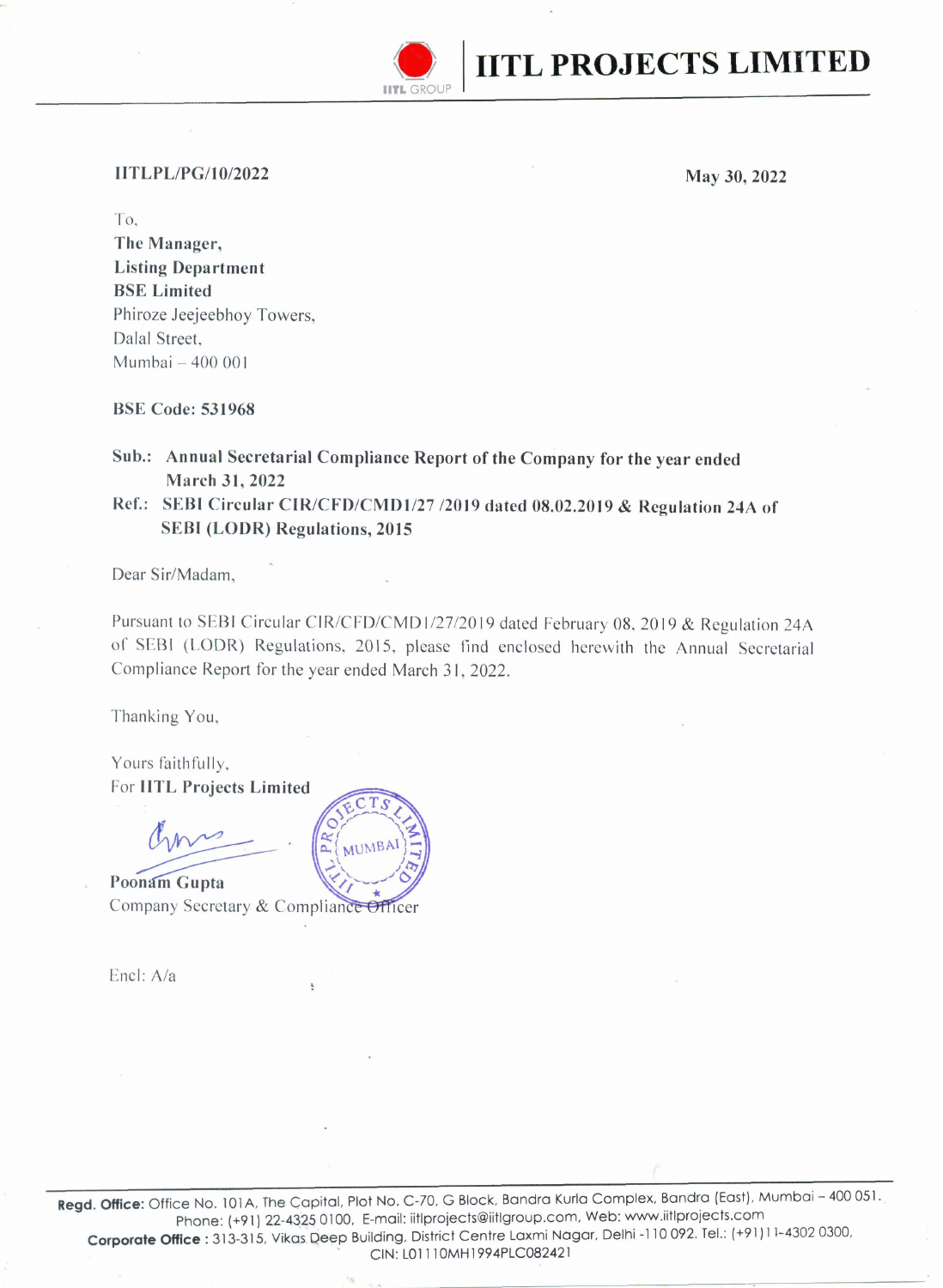# IITL PROJECTS LIMITED

**IITLPL/PG/10/2022**

**May 30, 2022**

To,
**The Manager,**
**Listing Department**
**BSE Limited**
Phiroze Jeejeebhoy Towers,
Dalal Street,
Mumbai – 400 001

**BSE Code: 531968**

**Sub.: Annual Secretarial Compliance Report of the Company for the year ended March 31, 2022**

**Ref.: SEBI Circular CIR/CFD/CMD1/27 /2019 dated 08.02.2019 & Regulation 24A of SEBI (LODR) Regulations, 2015**

Dear Sir/Madam,

Pursuant to SEBI Circular CIR/CFD/CMD1/27/2019 dated February 08, 2019 & Regulation 24A of SEBI (LODR) Regulations, 2015, please find enclosed herewith the Annual Secretarial Compliance Report for the year ended March 31, 2022.

Thanking You,

Yours faithfully,
For **IITL Projects Limited**

**Poonam Gupta**
Company Secretary & Compliance Officer

Encl: A/a

**Regd. Office:** Office No. 101A, The Capital, Plot No. C-70, G Block, Bandra Kurla Complex, Bandra (East), Mumbai – 400 051. Phone: (+91) 22-4325 0100, E-mail: iitlprojects@iitlgroup.com, Web: www.iitlprojects.com
**Corporate Office :** 313-315, Vikas Deep Building, District Centre Laxmi Nagar, Delhi -110 092. Tel.: (+91)11-4302 0300, CIN: L01110MH1994PLC082421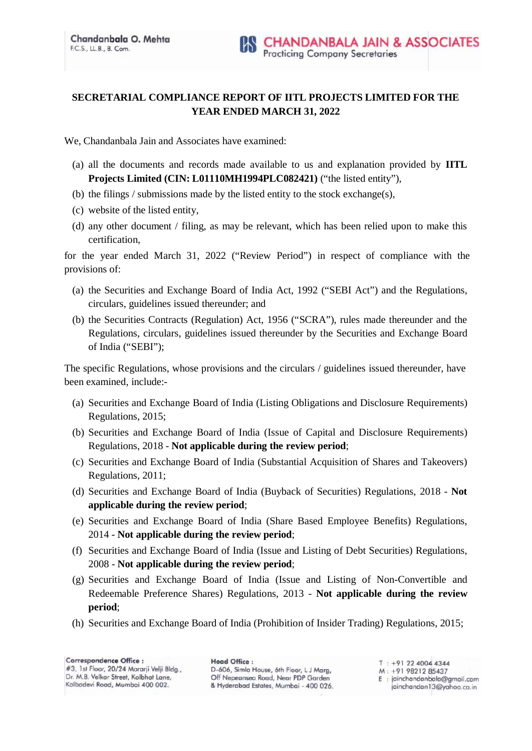## SECRETARIAL COMPLIANCE REPORT OF IITL PROJECTS LIMITED FOR THE YEAR ENDED MARCH 31, 2022

We, Chandanbala Jain and Associates have examined:

(a) all the documents and records made available to us and explanation provided by **IITL Projects Limited (CIN: L01110MH1994PLC082421)** ("the listed entity"),

(b) the filings / submissions made by the listed entity to the stock exchange(s),

(c) website of the listed entity,

(d) any other document / filing, as may be relevant, which has been relied upon to make this certification,

for the year ended March 31, 2022 ("Review Period") in respect of compliance with the provisions of:

(a) the Securities and Exchange Board of India Act, 1992 ("SEBI Act") and the Regulations, circulars, guidelines issued thereunder; and

(b) the Securities Contracts (Regulation) Act, 1956 ("SCRA"), rules made thereunder and the Regulations, circulars, guidelines issued thereunder by the Securities and Exchange Board of India ("SEBI");

The specific Regulations, whose provisions and the circulars / guidelines issued thereunder, have been examined, include:-

(a) Securities and Exchange Board of India (Listing Obligations and Disclosure Requirements) Regulations, 2015;

(b) Securities and Exchange Board of India (Issue of Capital and Disclosure Requirements) Regulations, 2018 - **Not applicable during the review period**;

(c) Securities and Exchange Board of India (Substantial Acquisition of Shares and Takeovers) Regulations, 2011;

(d) Securities and Exchange Board of India (Buyback of Securities) Regulations, 2018 - **Not applicable during the review period**;

(e) Securities and Exchange Board of India (Share Based Employee Benefits) Regulations, 2014 - **Not applicable during the review period**;

(f) Securities and Exchange Board of India (Issue and Listing of Debt Securities) Regulations, 2008 - **Not applicable during the review period**;

(g) Securities and Exchange Board of India (Issue and Listing of Non-Convertible and Redeemable Preference Shares) Regulations, 2013 - **Not applicable during the review period**;

(h) Securities and Exchange Board of India (Prohibition of Insider Trading) Regulations, 2015;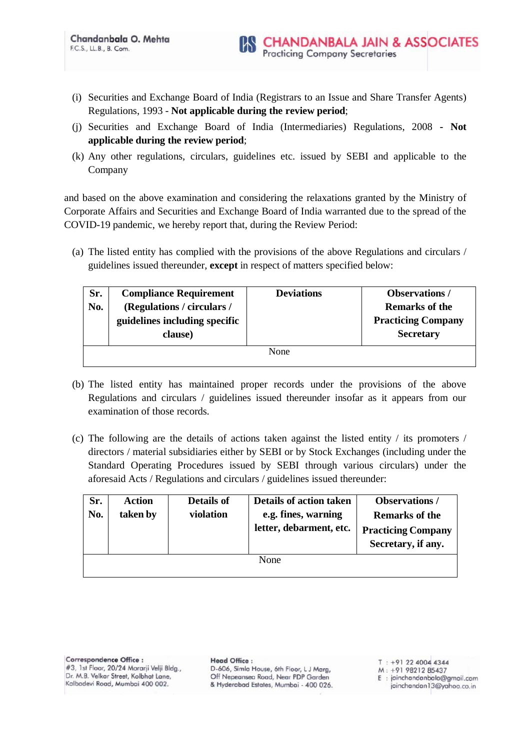(i) Securities and Exchange Board of India (Registrars to an Issue and Share Transfer Agents) Regulations, 1993 - **Not applicable during the review period**;

(j) Securities and Exchange Board of India (Intermediaries) Regulations, 2008 - **Not applicable during the review period**;

(k) Any other regulations, circulars, guidelines etc. issued by SEBI and applicable to the Company

and based on the above examination and considering the relaxations granted by the Ministry of Corporate Affairs and Securities and Exchange Board of India warranted due to the spread of the COVID-19 pandemic, we hereby report that, during the Review Period:

(a) The listed entity has complied with the provisions of the above Regulations and circulars / guidelines issued thereunder, **except** in respect of matters specified below:

| Sr. No. | Compliance Requirement (Regulations / circulars / guidelines including specific clause) | Deviations | Observations / Remarks of the Practicing Company Secretary |
|---|---|---|---|
| | | None | |

(b) The listed entity has maintained proper records under the provisions of the above Regulations and circulars / guidelines issued thereunder insofar as it appears from our examination of those records.

(c) The following are the details of actions taken against the listed entity / its promoters / directors / material subsidiaries either by SEBI or by Stock Exchanges (including under the Standard Operating Procedures issued by SEBI through various circulars) under the aforesaid Acts / Regulations and circulars / guidelines issued thereunder:

| Sr. No. | Action taken by | Details of violation | Details of action taken e.g. fines, warning letter, debarment, etc. | Observations / Remarks of the Practicing Company Secretary, if any. |
|---|---|---|---|---|
| | | None | | |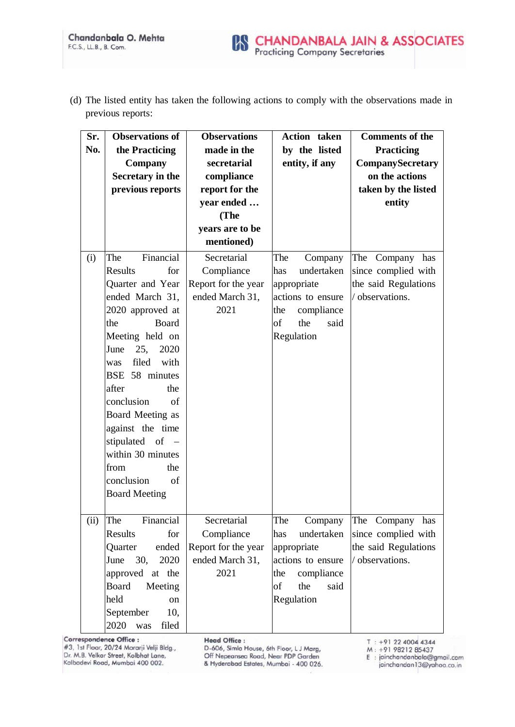(d) The listed entity has taken the following actions to comply with the observations made in previous reports:

| Sr. No. | Observations of the Practicing Company Secretary in the previous reports | Observations made in the secretarial compliance report for the year ended … (The years are to be mentioned) | Action taken by the listed entity, if any | Comments of the Practicing CompanySecretary on the actions taken by the listed entity |
|---|---|---|---|---|
| (i) | The Financial Results for Quarter and Year ended March 31, 2020 approved at the Board Meeting held on June 25, 2020 was filed with BSE 58 minutes after the conclusion of Board Meeting as against the time stipulated of – within 30 minutes from the conclusion of Board Meeting | Secretarial Compliance Report for the year ended March 31, 2021 | The Company has undertaken appropriate actions to ensure the compliance of the said Regulation | The Company has since complied with the said Regulations / observations. |
| (ii) | The Financial Results for Quarter ended June 30, 2020 approved at the Board Meeting held on September 10, 2020 was filed | Secretarial Compliance Report for the year ended March 31, 2021 | The Company has undertaken appropriate actions to ensure the compliance of the said Regulation | The Company has since complied with the said Regulations / observations. |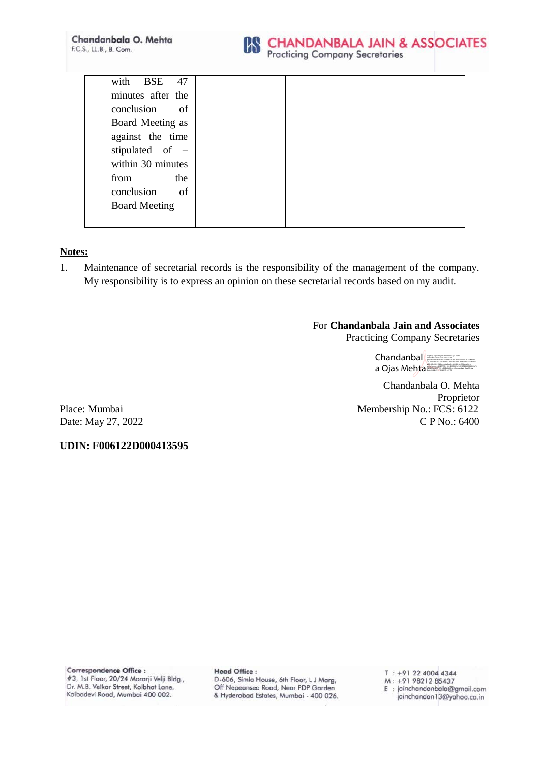| | | | | |
|---|---|---|---|---|
| | with BSE 47 minutes after the conclusion of Board Meeting as against the time stipulated of – within 30 minutes from the conclusion of Board Meeting | | | |

**Notes:**

1. Maintenance of secretarial records is the responsibility of the management of the company. My responsibility is to express an opinion on these secretarial records based on my audit.

For **Chandanbala Jain and Associates**
Practicing Company Secretaries

Chandanbala Ojas Mehta

Chandanbala O. Mehta
Proprietor
Membership No.: FCS: 6122
C P No.: 6400

Place: Mumbai
Date: May 27, 2022

**UDIN: F006122D000413595**